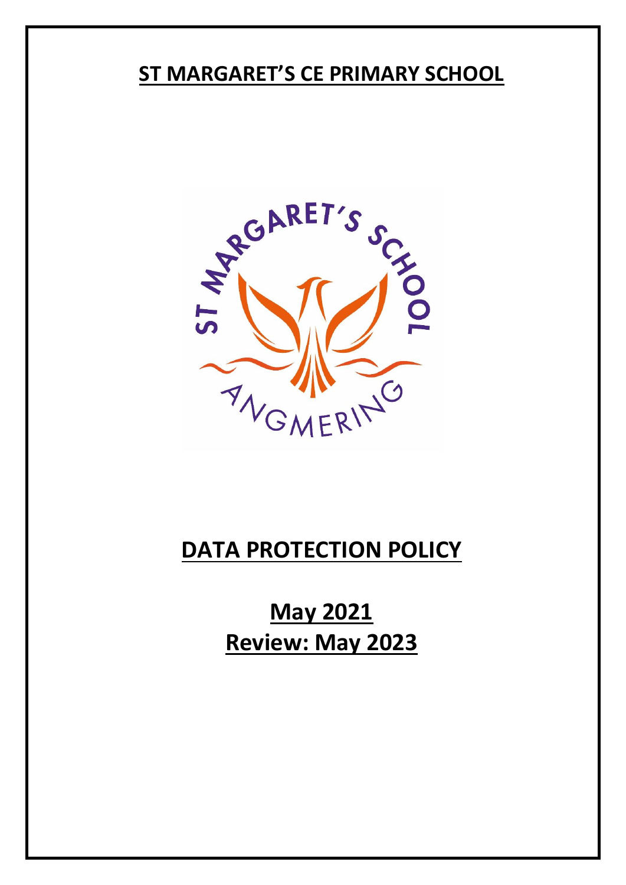# ST MARGARET'S CE PRIMARY SCHOOL

# DATA PROTECTION POLICY

## May 2021
## Review: May 2023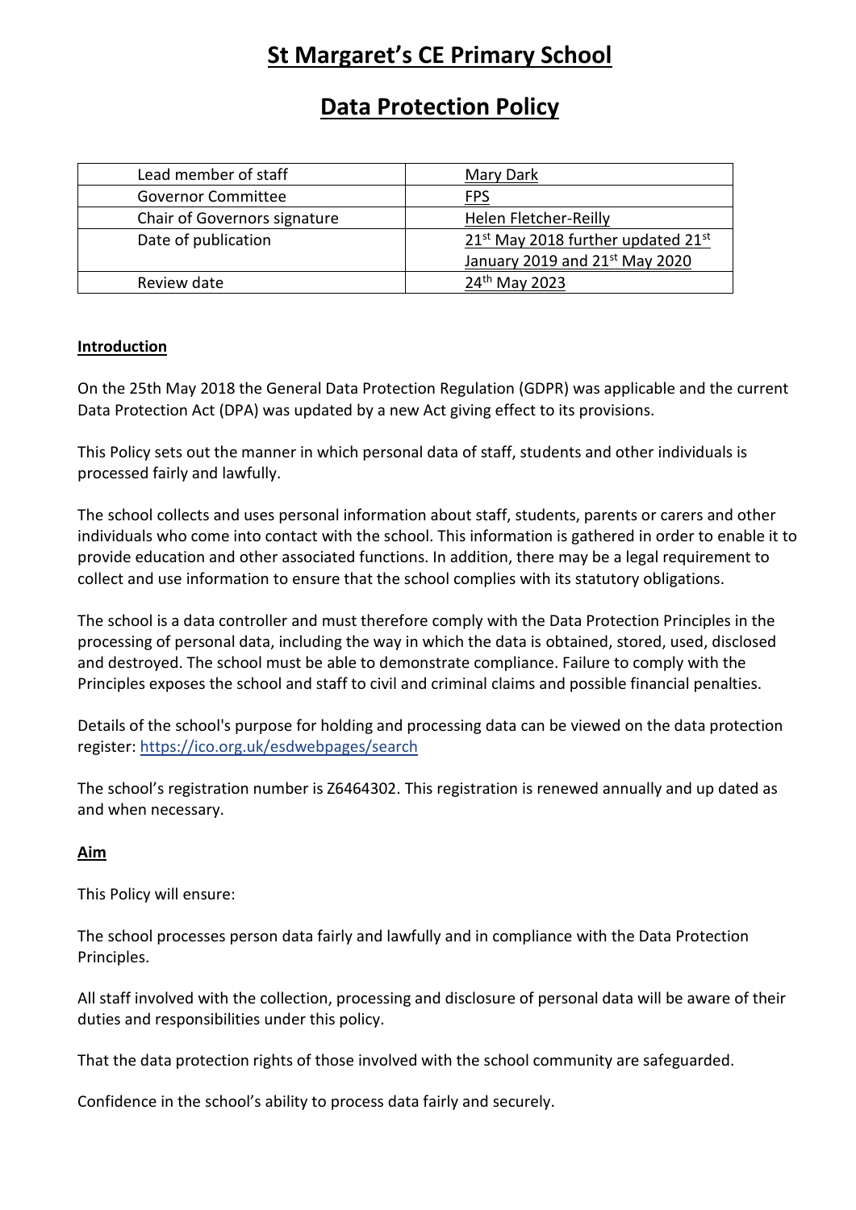# St Margaret's CE Primary School

# Data Protection Policy

| Lead member of staff | Mary Dark |
|---|---|
| Governor Committee | FPS |
| Chair of Governors signature | Helen Fletcher-Reilly |
| Date of publication | 21st May 2018 further updated 21st January 2019 and 21st May 2020 |
| Review date | 24th May 2023 |

## Introduction

On the 25th May 2018 the General Data Protection Regulation (GDPR) was applicable and the current Data Protection Act (DPA) was updated by a new Act giving effect to its provisions.

This Policy sets out the manner in which personal data of staff, students and other individuals is processed fairly and lawfully.

The school collects and uses personal information about staff, students, parents or carers and other individuals who come into contact with the school. This information is gathered in order to enable it to provide education and other associated functions. In addition, there may be a legal requirement to collect and use information to ensure that the school complies with its statutory obligations.

The school is a data controller and must therefore comply with the Data Protection Principles in the processing of personal data, including the way in which the data is obtained, stored, used, disclosed and destroyed. The school must be able to demonstrate compliance. Failure to comply with the Principles exposes the school and staff to civil and criminal claims and possible financial penalties.

Details of the school's purpose for holding and processing data can be viewed on the data protection register: https://ico.org.uk/esdwebpages/search

The school's registration number is Z6464302. This registration is renewed annually and up dated as and when necessary.

## Aim

This Policy will ensure:

The school processes person data fairly and lawfully and in compliance with the Data Protection Principles.

All staff involved with the collection, processing and disclosure of personal data will be aware of their duties and responsibilities under this policy.

That the data protection rights of those involved with the school community are safeguarded.

Confidence in the school's ability to process data fairly and securely.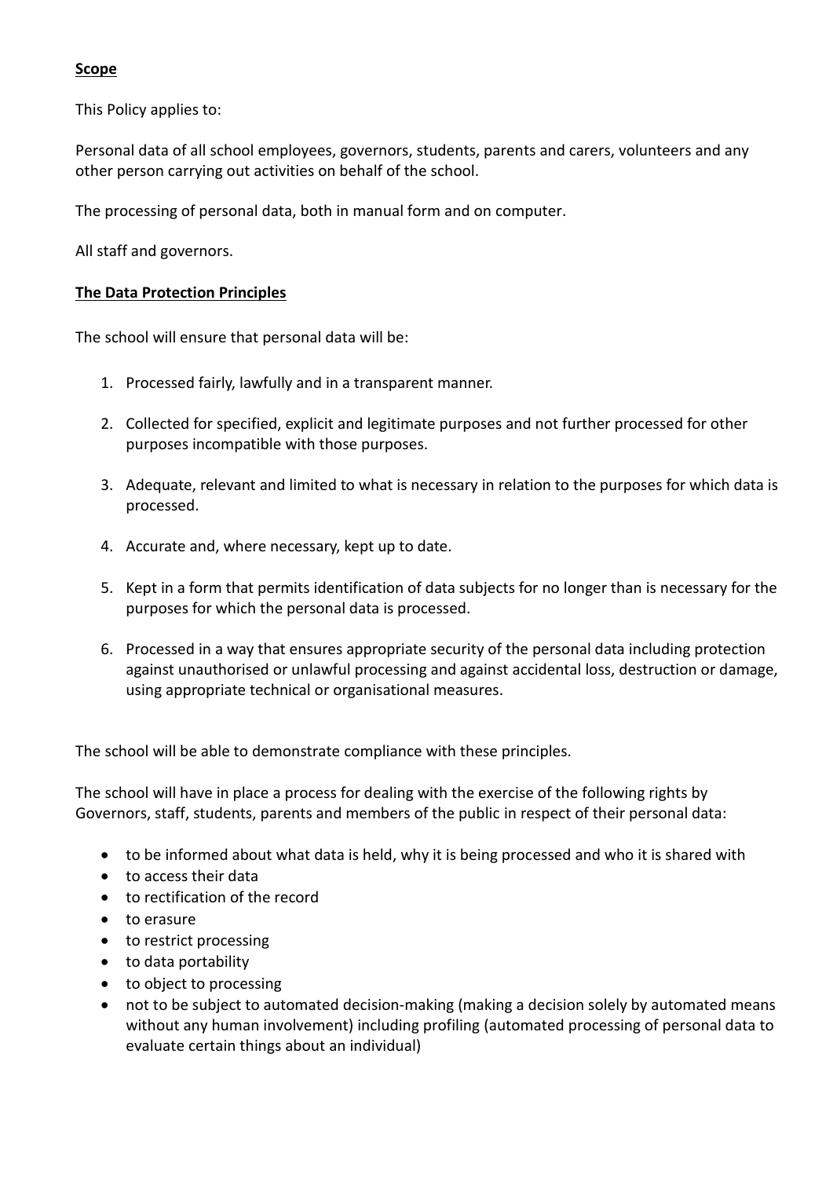## **Scope**

This Policy applies to:

Personal data of all school employees, governors, students, parents and carers, volunteers and any other person carrying out activities on behalf of the school.

The processing of personal data, both in manual form and on computer.

All staff and governors.

## **The Data Protection Principles**

The school will ensure that personal data will be:

1. Processed fairly, lawfully and in a transparent manner.
2. Collected for specified, explicit and legitimate purposes and not further processed for other purposes incompatible with those purposes.
3. Adequate, relevant and limited to what is necessary in relation to the purposes for which data is processed.
4. Accurate and, where necessary, kept up to date.
5. Kept in a form that permits identification of data subjects for no longer than is necessary for the purposes for which the personal data is processed.
6. Processed in a way that ensures appropriate security of the personal data including protection against unauthorised or unlawful processing and against accidental loss, destruction or damage, using appropriate technical or organisational measures.

The school will be able to demonstrate compliance with these principles.

The school will have in place a process for dealing with the exercise of the following rights by Governors, staff, students, parents and members of the public in respect of their personal data:

- to be informed about what data is held, why it is being processed and who it is shared with
- to access their data
- to rectification of the record
- to erasure
- to restrict processing
- to data portability
- to object to processing
- not to be subject to automated decision-making (making a decision solely by automated means without any human involvement) including profiling (automated processing of personal data to evaluate certain things about an individual)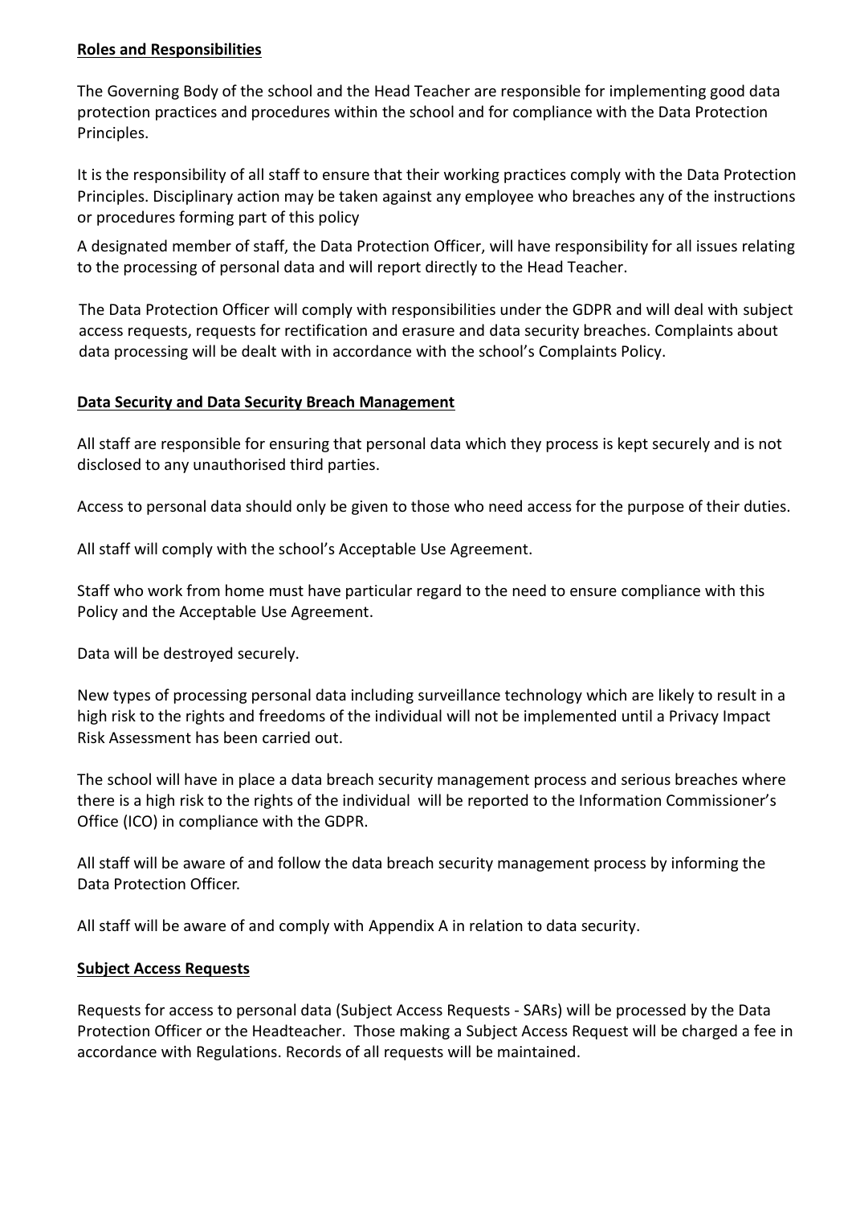## Roles and Responsibilities

The Governing Body of the school and the Head Teacher are responsible for implementing good data protection practices and procedures within the school and for compliance with the Data Protection Principles.

It is the responsibility of all staff to ensure that their working practices comply with the Data Protection Principles. Disciplinary action may be taken against any employee who breaches any of the instructions or procedures forming part of this policy

A designated member of staff, the Data Protection Officer, will have responsibility for all issues relating to the processing of personal data and will report directly to the Head Teacher.

The Data Protection Officer will comply with responsibilities under the GDPR and will deal with subject access requests, requests for rectification and erasure and data security breaches. Complaints about data processing will be dealt with in accordance with the school's Complaints Policy.

## Data Security and Data Security Breach Management

All staff are responsible for ensuring that personal data which they process is kept securely and is not disclosed to any unauthorised third parties.

Access to personal data should only be given to those who need access for the purpose of their duties.

All staff will comply with the school's Acceptable Use Agreement.

Staff who work from home must have particular regard to the need to ensure compliance with this Policy and the Acceptable Use Agreement.

Data will be destroyed securely.

New types of processing personal data including surveillance technology which are likely to result in a high risk to the rights and freedoms of the individual will not be implemented until a Privacy Impact Risk Assessment has been carried out.

The school will have in place a data breach security management process and serious breaches where there is a high risk to the rights of the individual will be reported to the Information Commissioner's Office (ICO) in compliance with the GDPR.

All staff will be aware of and follow the data breach security management process by informing the Data Protection Officer.

All staff will be aware of and comply with Appendix A in relation to data security.

## Subject Access Requests

Requests for access to personal data (Subject Access Requests - SARs) will be processed by the Data Protection Officer or the Headteacher. Those making a Subject Access Request will be charged a fee in accordance with Regulations. Records of all requests will be maintained.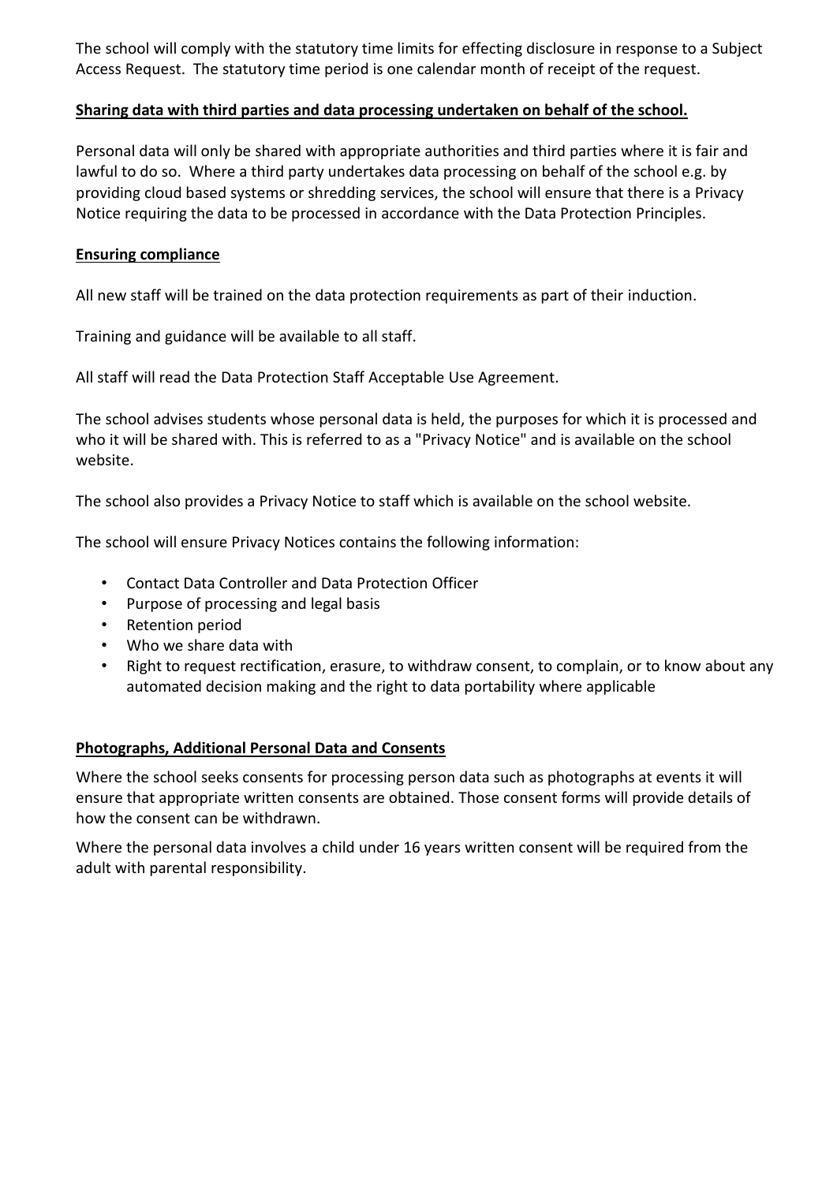The school will comply with the statutory time limits for effecting disclosure in response to a Subject Access Request. The statutory time period is one calendar month of receipt of the request.

**Sharing data with third parties and data processing undertaken on behalf of the school.**

Personal data will only be shared with appropriate authorities and third parties where it is fair and lawful to do so. Where a third party undertakes data processing on behalf of the school e.g. by providing cloud based systems or shredding services, the school will ensure that there is a Privacy Notice requiring the data to be processed in accordance with the Data Protection Principles.

**Ensuring compliance**

All new staff will be trained on the data protection requirements as part of their induction.

Training and guidance will be available to all staff.

All staff will read the Data Protection Staff Acceptable Use Agreement.

The school advises students whose personal data is held, the purposes for which it is processed and who it will be shared with. This is referred to as a "Privacy Notice" and is available on the school website.

The school also provides a Privacy Notice to staff which is available on the school website.

The school will ensure Privacy Notices contains the following information:

- Contact Data Controller and Data Protection Officer
- Purpose of processing and legal basis
- Retention period
- Who we share data with
- Right to request rectification, erasure, to withdraw consent, to complain, or to know about any automated decision making and the right to data portability where applicable

**Photographs, Additional Personal Data and Consents**

Where the school seeks consents for processing person data such as photographs at events it will ensure that appropriate written consents are obtained. Those consent forms will provide details of how the consent can be withdrawn.

Where the personal data involves a child under 16 years written consent will be required from the adult with parental responsibility.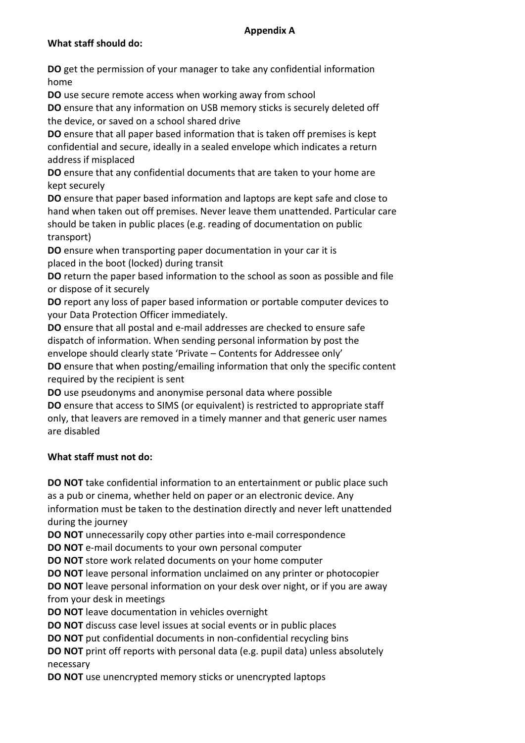**Appendix A**

**What staff should do:**

**DO** get the permission of your manager to take any confidential information home

**DO** use secure remote access when working away from school

**DO** ensure that any information on USB memory sticks is securely deleted off the device, or saved on a school shared drive

**DO** ensure that all paper based information that is taken off premises is kept confidential and secure, ideally in a sealed envelope which indicates a return address if misplaced

**DO** ensure that any confidential documents that are taken to your home are kept securely

**DO** ensure that paper based information and laptops are kept safe and close to hand when taken out off premises. Never leave them unattended. Particular care should be taken in public places (e.g. reading of documentation on public transport)

**DO** ensure when transporting paper documentation in your car it is placed in the boot (locked) during transit

**DO** return the paper based information to the school as soon as possible and file or dispose of it securely

**DO** report any loss of paper based information or portable computer devices to your Data Protection Officer immediately.

**DO** ensure that all postal and e-mail addresses are checked to ensure safe dispatch of information. When sending personal information by post the envelope should clearly state 'Private – Contents for Addressee only'

**DO** ensure that when posting/emailing information that only the specific content required by the recipient is sent

**DO** use pseudonyms and anonymise personal data where possible

**DO** ensure that access to SIMS (or equivalent) is restricted to appropriate staff only, that leavers are removed in a timely manner and that generic user names are disabled

**What staff must not do:**

**DO NOT** take confidential information to an entertainment or public place such as a pub or cinema, whether held on paper or an electronic device. Any information must be taken to the destination directly and never left unattended during the journey

**DO NOT** unnecessarily copy other parties into e-mail correspondence

**DO NOT** e-mail documents to your own personal computer

**DO NOT** store work related documents on your home computer

**DO NOT** leave personal information unclaimed on any printer or photocopier

**DO NOT** leave personal information on your desk over night, or if you are away from your desk in meetings

**DO NOT** leave documentation in vehicles overnight

**DO NOT** discuss case level issues at social events or in public places

**DO NOT** put confidential documents in non-confidential recycling bins

**DO NOT** print off reports with personal data (e.g. pupil data) unless absolutely necessary

**DO NOT** use unencrypted memory sticks or unencrypted laptops